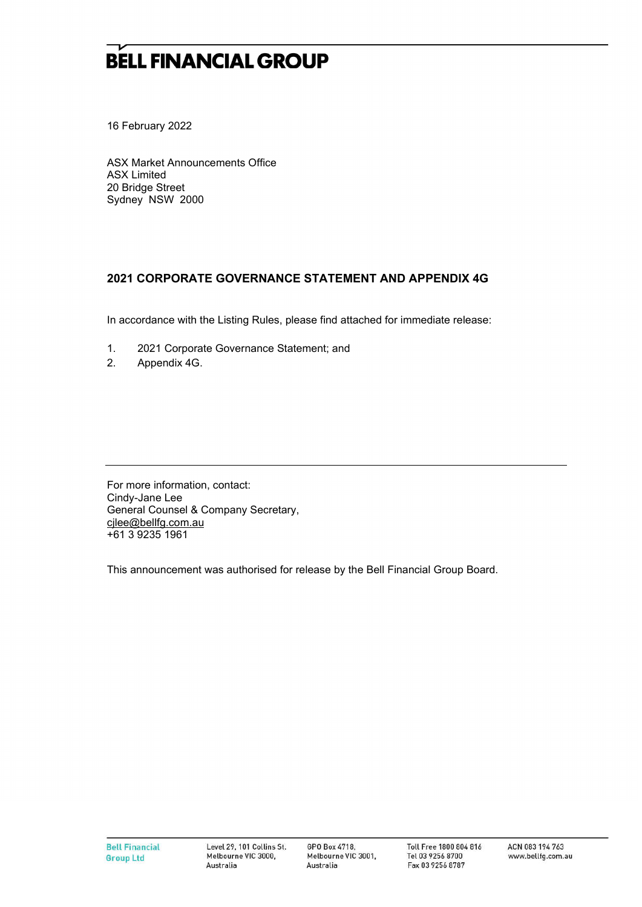# BELL FINANCIAL GROUP

16 February 2022

ASX Market Announcements Office
ASX Limited
20 Bridge Street
Sydney NSW 2000

**2021 CORPORATE GOVERNANCE STATEMENT AND APPENDIX 4G**

In accordance with the Listing Rules, please find attached for immediate release:

1. 2021 Corporate Governance Statement; and
2. Appendix 4G.

---

For more information, contact:
Cindy-Jane Lee
General Counsel & Company Secretary,
cjlee@bellfg.com.au
+61 3 9235 1961

This announcement was authorised for release by the Bell Financial Group Board.

Bell Financial Group Ltd | Level 29, 101 Collins St. Melbourne VIC 3000, Australia | GPO Box 4718, Melbourne VIC 3001, Australia | Toll Free 1800 804 816 Tel 03 9256 8700 Fax 03 9256 8787 | ACN 083 194 763 www.bellfg.com.au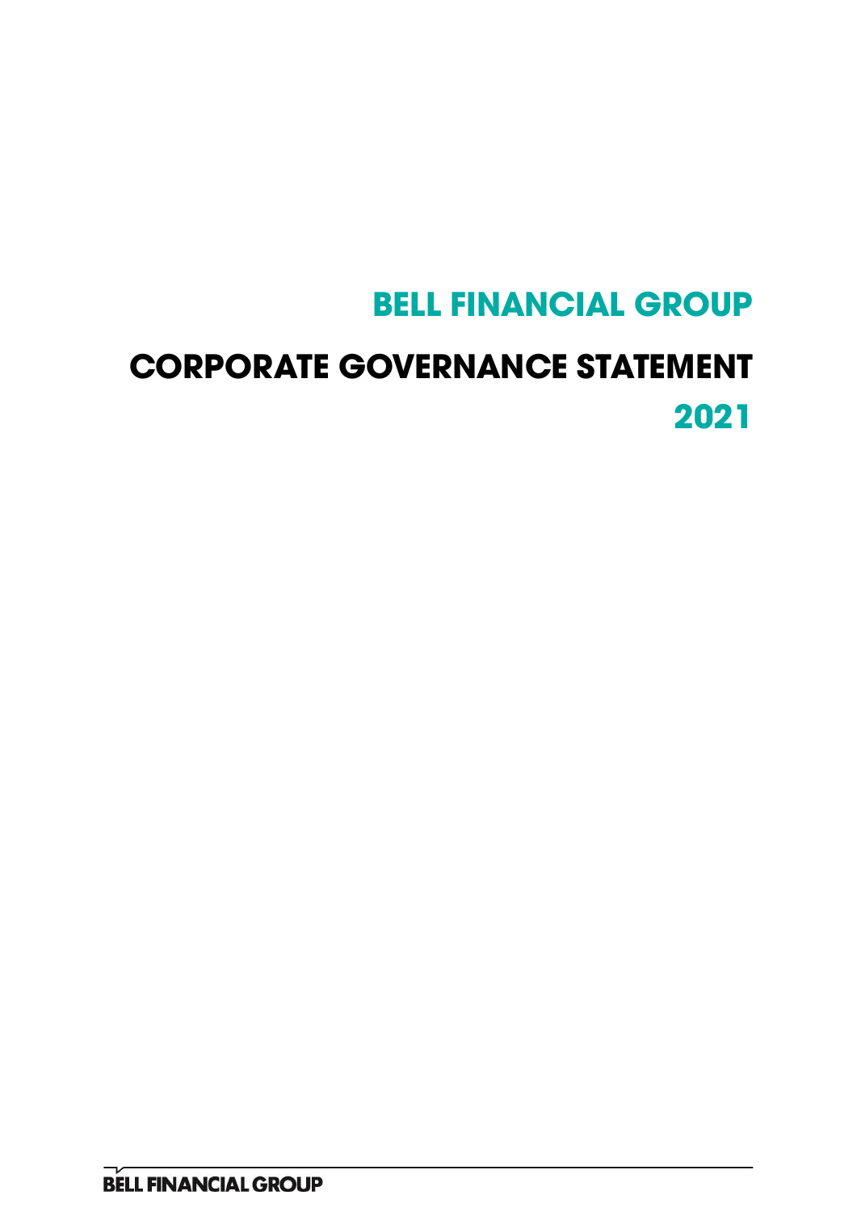# BELL FINANCIAL GROUP

# CORPORATE GOVERNANCE STATEMENT

# 2021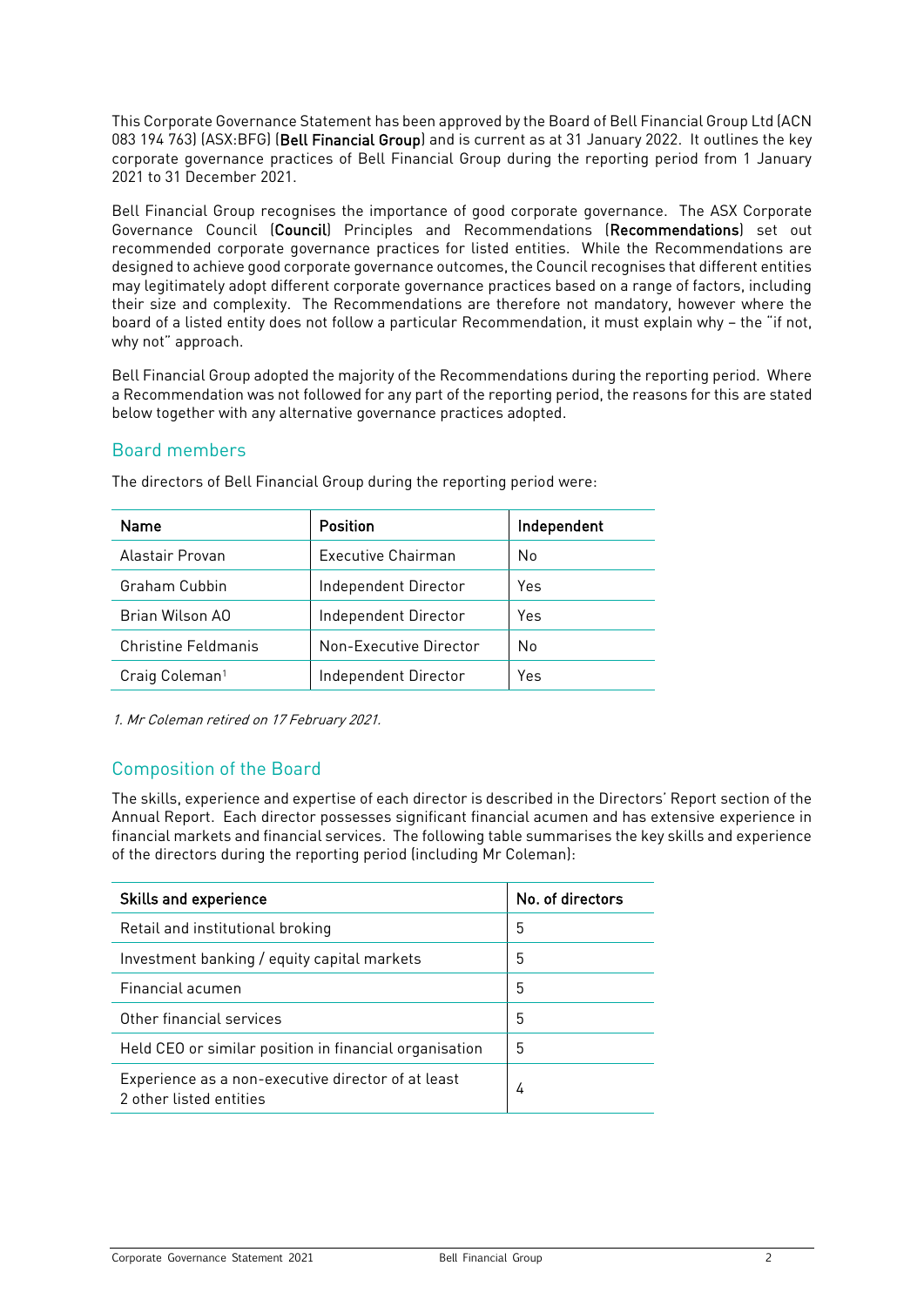This Corporate Governance Statement has been approved by the Board of Bell Financial Group Ltd (ACN 083 194 763) (ASX:BFG) (**Bell Financial Group**) and is current as at 31 January 2022. It outlines the key corporate governance practices of Bell Financial Group during the reporting period from 1 January 2021 to 31 December 2021.

Bell Financial Group recognises the importance of good corporate governance. The ASX Corporate Governance Council (**Council**) Principles and Recommendations (**Recommendations**) set out recommended corporate governance practices for listed entities. While the Recommendations are designed to achieve good corporate governance outcomes, the Council recognises that different entities may legitimately adopt different corporate governance practices based on a range of factors, including their size and complexity. The Recommendations are therefore not mandatory, however where the board of a listed entity does not follow a particular Recommendation, it must explain why – the "if not, why not" approach.

Bell Financial Group adopted the majority of the Recommendations during the reporting period. Where a Recommendation was not followed for any part of the reporting period, the reasons for this are stated below together with any alternative governance practices adopted.

## Board members

The directors of Bell Financial Group during the reporting period were:

| Name | Position | Independent |
|---|---|---|
| Alastair Provan | Executive Chairman | No |
| Graham Cubbin | Independent Director | Yes |
| Brian Wilson AO | Independent Director | Yes |
| Christine Feldmanis | Non-Executive Director | No |
| Craig Coleman[1] | Independent Director | Yes |

*1. Mr Coleman retired on 17 February 2021.*

## Composition of the Board

The skills, experience and expertise of each director is described in the Directors' Report section of the Annual Report. Each director possesses significant financial acumen and has extensive experience in financial markets and financial services. The following table summarises the key skills and experience of the directors during the reporting period (including Mr Coleman):

| Skills and experience | No. of directors |
|---|---|
| Retail and institutional broking | 5 |
| Investment banking / equity capital markets | 5 |
| Financial acumen | 5 |
| Other financial services | 5 |
| Held CEO or similar position in financial organisation | 5 |
| Experience as a non-executive director of at least 2 other listed entities | 4 |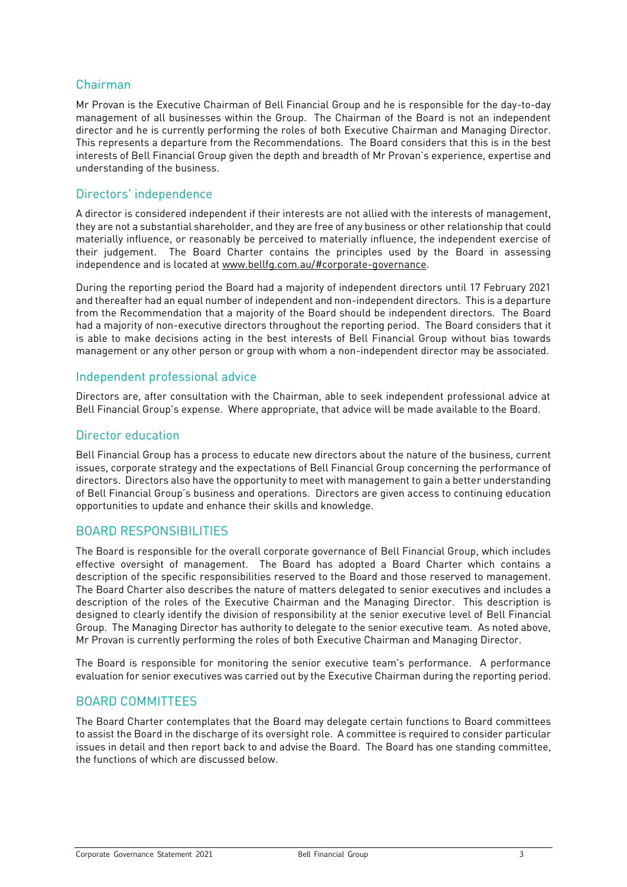## Chairman

Mr Provan is the Executive Chairman of Bell Financial Group and he is responsible for the day-to-day management of all businesses within the Group. The Chairman of the Board is not an independent director and he is currently performing the roles of both Executive Chairman and Managing Director. This represents a departure from the Recommendations. The Board considers that this is in the best interests of Bell Financial Group given the depth and breadth of Mr Provan's experience, expertise and understanding of the business.

## Directors' independence

A director is considered independent if their interests are not allied with the interests of management, they are not a substantial shareholder, and they are free of any business or other relationship that could materially influence, or reasonably be perceived to materially influence, the independent exercise of their judgement. The Board Charter contains the principles used by the Board in assessing independence and is located at www.bellfg.com.au/#corporate-governance.

During the reporting period the Board had a majority of independent directors until 17 February 2021 and thereafter had an equal number of independent and non-independent directors. This is a departure from the Recommendation that a majority of the Board should be independent directors. The Board had a majority of non-executive directors throughout the reporting period. The Board considers that it is able to make decisions acting in the best interests of Bell Financial Group without bias towards management or any other person or group with whom a non-independent director may be associated.

## Independent professional advice

Directors are, after consultation with the Chairman, able to seek independent professional advice at Bell Financial Group's expense. Where appropriate, that advice will be made available to the Board.

## Director education

Bell Financial Group has a process to educate new directors about the nature of the business, current issues, corporate strategy and the expectations of Bell Financial Group concerning the performance of directors. Directors also have the opportunity to meet with management to gain a better understanding of Bell Financial Group's business and operations. Directors are given access to continuing education opportunities to update and enhance their skills and knowledge.

## BOARD RESPONSIBILITIES

The Board is responsible for the overall corporate governance of Bell Financial Group, which includes effective oversight of management. The Board has adopted a Board Charter which contains a description of the specific responsibilities reserved to the Board and those reserved to management. The Board Charter also describes the nature of matters delegated to senior executives and includes a description of the roles of the Executive Chairman and the Managing Director. This description is designed to clearly identify the division of responsibility at the senior executive level of Bell Financial Group. The Managing Director has authority to delegate to the senior executive team. As noted above, Mr Provan is currently performing the roles of both Executive Chairman and Managing Director.

The Board is responsible for monitoring the senior executive team's performance. A performance evaluation for senior executives was carried out by the Executive Chairman during the reporting period.

## BOARD COMMITTEES

The Board Charter contemplates that the Board may delegate certain functions to Board committees to assist the Board in the discharge of its oversight role. A committee is required to consider particular issues in detail and then report back to and advise the Board. The Board has one standing committee, the functions of which are discussed below.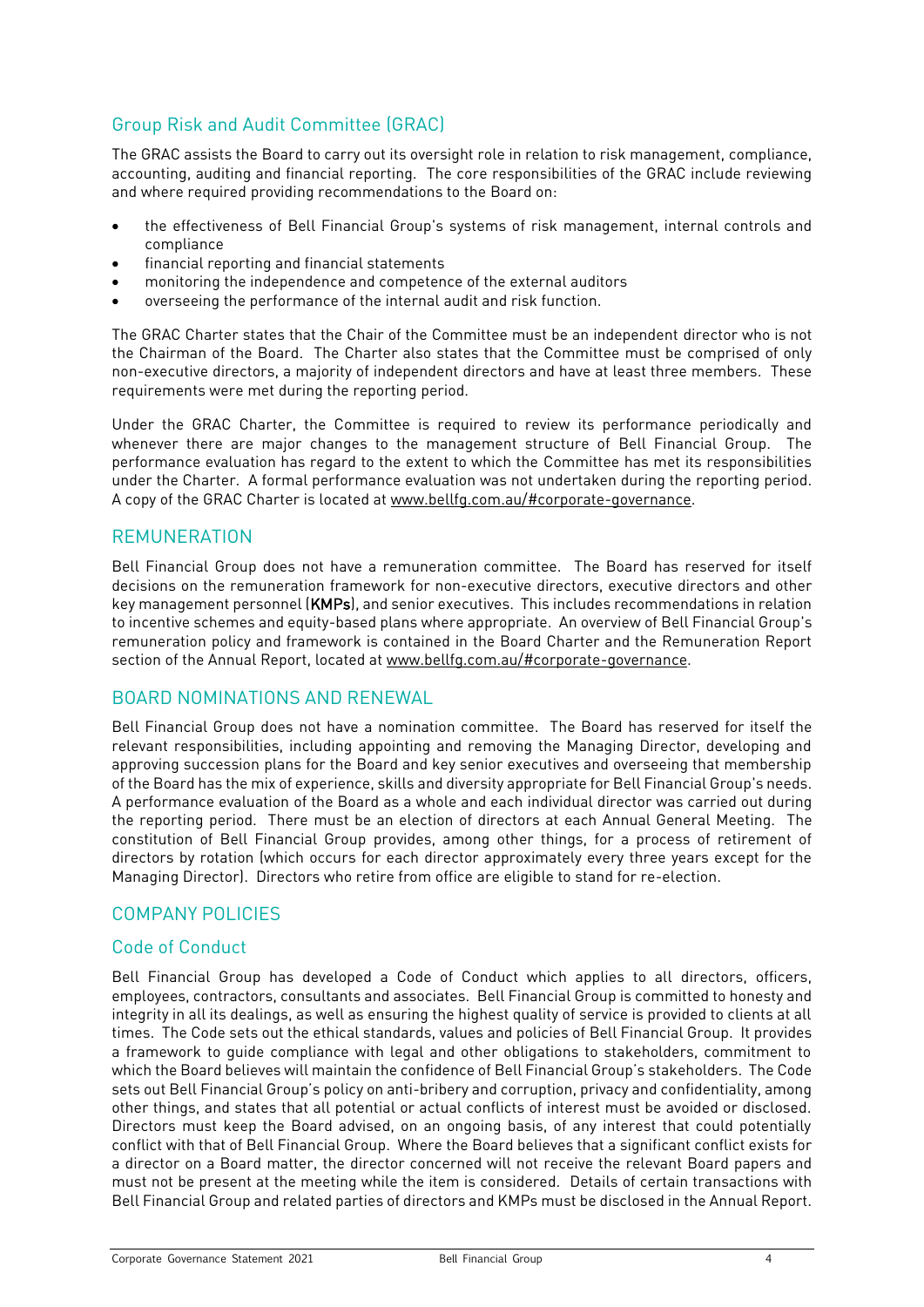## Group Risk and Audit Committee (GRAC)

The GRAC assists the Board to carry out its oversight role in relation to risk management, compliance, accounting, auditing and financial reporting. The core responsibilities of the GRAC include reviewing and where required providing recommendations to the Board on:

- the effectiveness of Bell Financial Group's systems of risk management, internal controls and compliance
- financial reporting and financial statements
- monitoring the independence and competence of the external auditors
- overseeing the performance of the internal audit and risk function.

The GRAC Charter states that the Chair of the Committee must be an independent director who is not the Chairman of the Board. The Charter also states that the Committee must be comprised of only non-executive directors, a majority of independent directors and have at least three members. These requirements were met during the reporting period.

Under the GRAC Charter, the Committee is required to review its performance periodically and whenever there are major changes to the management structure of Bell Financial Group. The performance evaluation has regard to the extent to which the Committee has met its responsibilities under the Charter. A formal performance evaluation was not undertaken during the reporting period. A copy of the GRAC Charter is located at www.bellfg.com.au/#corporate-governance.

## REMUNERATION

Bell Financial Group does not have a remuneration committee. The Board has reserved for itself decisions on the remuneration framework for non-executive directors, executive directors and other key management personnel (**KMPs**), and senior executives. This includes recommendations in relation to incentive schemes and equity-based plans where appropriate. An overview of Bell Financial Group's remuneration policy and framework is contained in the Board Charter and the Remuneration Report section of the Annual Report, located at www.bellfg.com.au/#corporate-governance.

## BOARD NOMINATIONS AND RENEWAL

Bell Financial Group does not have a nomination committee. The Board has reserved for itself the relevant responsibilities, including appointing and removing the Managing Director, developing and approving succession plans for the Board and key senior executives and overseeing that membership of the Board has the mix of experience, skills and diversity appropriate for Bell Financial Group's needs. A performance evaluation of the Board as a whole and each individual director was carried out during the reporting period. There must be an election of directors at each Annual General Meeting. The constitution of Bell Financial Group provides, among other things, for a process of retirement of directors by rotation (which occurs for each director approximately every three years except for the Managing Director). Directors who retire from office are eligible to stand for re-election.

## COMPANY POLICIES

### Code of Conduct

Bell Financial Group has developed a Code of Conduct which applies to all directors, officers, employees, contractors, consultants and associates. Bell Financial Group is committed to honesty and integrity in all its dealings, as well as ensuring the highest quality of service is provided to clients at all times. The Code sets out the ethical standards, values and policies of Bell Financial Group. It provides a framework to guide compliance with legal and other obligations to stakeholders, commitment to which the Board believes will maintain the confidence of Bell Financial Group's stakeholders. The Code sets out Bell Financial Group's policy on anti-bribery and corruption, privacy and confidentiality, among other things, and states that all potential or actual conflicts of interest must be avoided or disclosed. Directors must keep the Board advised, on an ongoing basis, of any interest that could potentially conflict with that of Bell Financial Group. Where the Board believes that a significant conflict exists for a director on a Board matter, the director concerned will not receive the relevant Board papers and must not be present at the meeting while the item is considered. Details of certain transactions with Bell Financial Group and related parties of directors and KMPs must be disclosed in the Annual Report.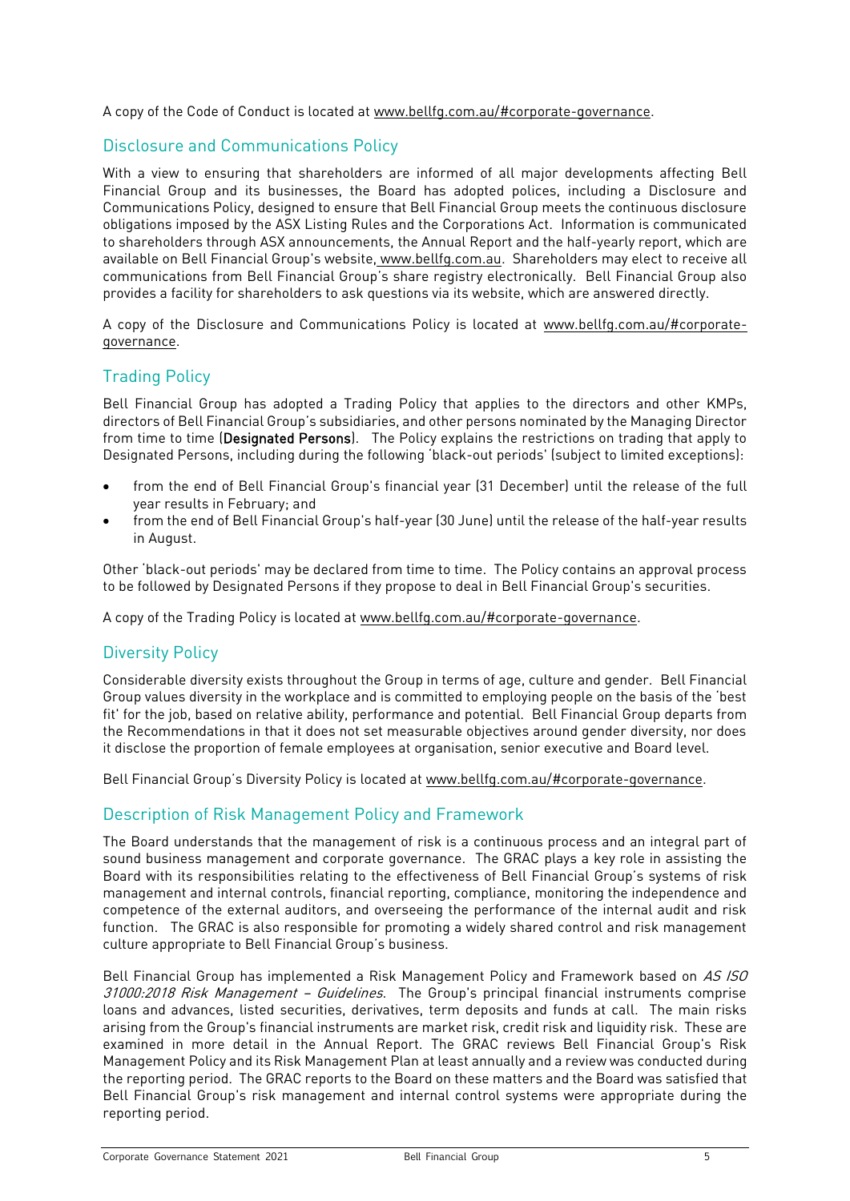A copy of the Code of Conduct is located at www.bellfg.com.au/#corporate-governance.

## Disclosure and Communications Policy

With a view to ensuring that shareholders are informed of all major developments affecting Bell Financial Group and its businesses, the Board has adopted polices, including a Disclosure and Communications Policy, designed to ensure that Bell Financial Group meets the continuous disclosure obligations imposed by the ASX Listing Rules and the Corporations Act. Information is communicated to shareholders through ASX announcements, the Annual Report and the half-yearly report, which are available on Bell Financial Group's website, www.bellfg.com.au. Shareholders may elect to receive all communications from Bell Financial Group's share registry electronically. Bell Financial Group also provides a facility for shareholders to ask questions via its website, which are answered directly.

A copy of the Disclosure and Communications Policy is located at www.bellfg.com.au/#corporate-governance.

## Trading Policy

Bell Financial Group has adopted a Trading Policy that applies to the directors and other KMPs, directors of Bell Financial Group's subsidiaries, and other persons nominated by the Managing Director from time to time (**Designated Persons**). The Policy explains the restrictions on trading that apply to Designated Persons, including during the following 'black-out periods' (subject to limited exceptions):

- from the end of Bell Financial Group's financial year (31 December) until the release of the full year results in February; and
- from the end of Bell Financial Group's half-year (30 June) until the release of the half-year results in August.

Other 'black-out periods' may be declared from time to time. The Policy contains an approval process to be followed by Designated Persons if they propose to deal in Bell Financial Group's securities.

A copy of the Trading Policy is located at www.bellfg.com.au/#corporate-governance.

## Diversity Policy

Considerable diversity exists throughout the Group in terms of age, culture and gender. Bell Financial Group values diversity in the workplace and is committed to employing people on the basis of the 'best fit' for the job, based on relative ability, performance and potential. Bell Financial Group departs from the Recommendations in that it does not set measurable objectives around gender diversity, nor does it disclose the proportion of female employees at organisation, senior executive and Board level.

Bell Financial Group's Diversity Policy is located at www.bellfg.com.au/#corporate-governance.

## Description of Risk Management Policy and Framework

The Board understands that the management of risk is a continuous process and an integral part of sound business management and corporate governance. The GRAC plays a key role in assisting the Board with its responsibilities relating to the effectiveness of Bell Financial Group's systems of risk management and internal controls, financial reporting, compliance, monitoring the independence and competence of the external auditors, and overseeing the performance of the internal audit and risk function. The GRAC is also responsible for promoting a widely shared control and risk management culture appropriate to Bell Financial Group's business.

Bell Financial Group has implemented a Risk Management Policy and Framework based on *AS ISO 31000:2018 Risk Management – Guidelines*. The Group's principal financial instruments comprise loans and advances, listed securities, derivatives, term deposits and funds at call. The main risks arising from the Group's financial instruments are market risk, credit risk and liquidity risk. These are examined in more detail in the Annual Report. The GRAC reviews Bell Financial Group's Risk Management Policy and its Risk Management Plan at least annually and a review was conducted during the reporting period. The GRAC reports to the Board on these matters and the Board was satisfied that Bell Financial Group's risk management and internal control systems were appropriate during the reporting period.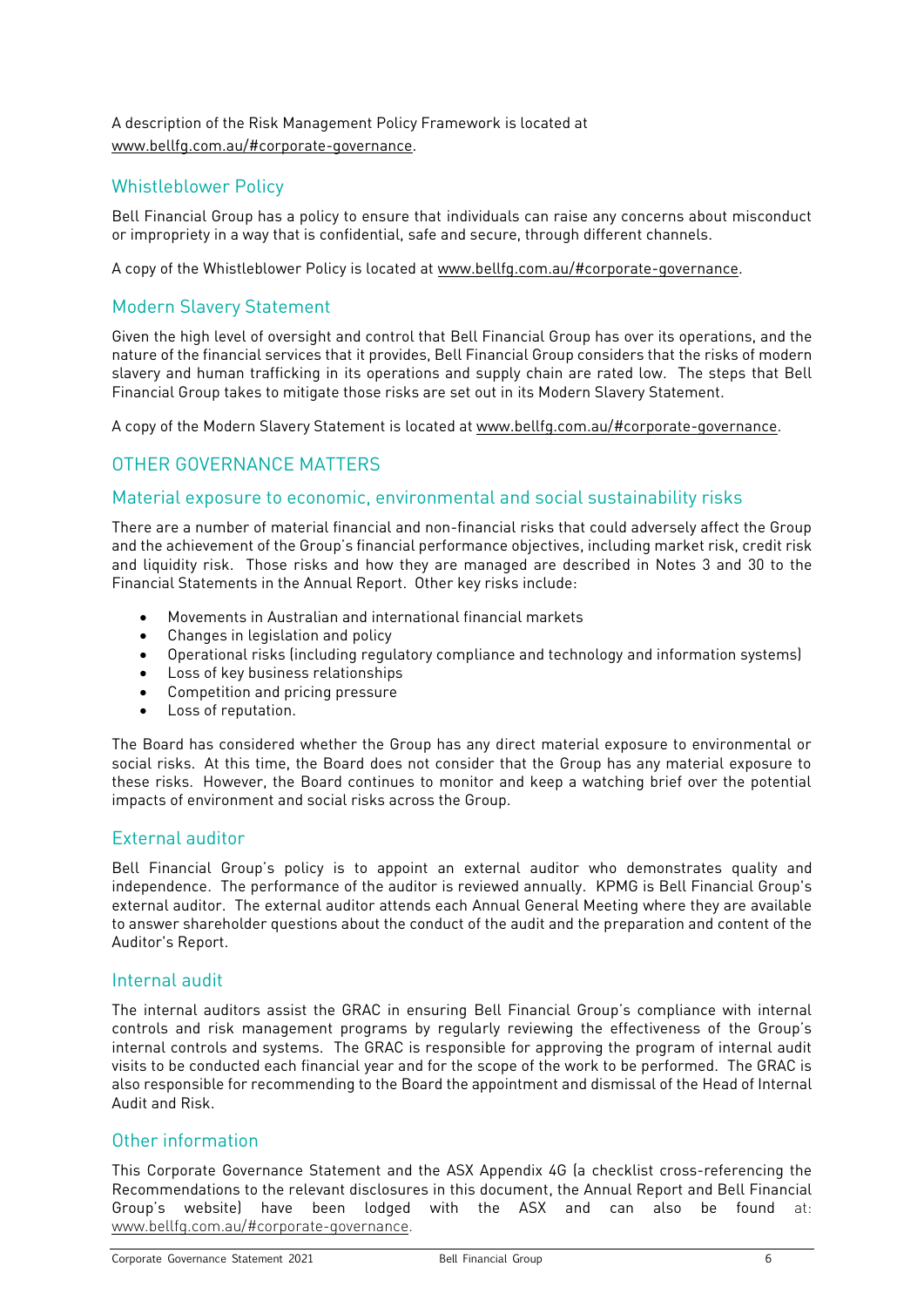A description of the Risk Management Policy Framework is located at www.bellfg.com.au/#corporate-governance.

## Whistleblower Policy

Bell Financial Group has a policy to ensure that individuals can raise any concerns about misconduct or impropriety in a way that is confidential, safe and secure, through different channels.

A copy of the Whistleblower Policy is located at www.bellfg.com.au/#corporate-governance.

## Modern Slavery Statement

Given the high level of oversight and control that Bell Financial Group has over its operations, and the nature of the financial services that it provides, Bell Financial Group considers that the risks of modern slavery and human trafficking in its operations and supply chain are rated low. The steps that Bell Financial Group takes to mitigate those risks are set out in its Modern Slavery Statement.

A copy of the Modern Slavery Statement is located at www.bellfg.com.au/#corporate-governance.

# OTHER GOVERNANCE MATTERS

## Material exposure to economic, environmental and social sustainability risks

There are a number of material financial and non-financial risks that could adversely affect the Group and the achievement of the Group's financial performance objectives, including market risk, credit risk and liquidity risk. Those risks and how they are managed are described in Notes 3 and 30 to the Financial Statements in the Annual Report. Other key risks include:

- Movements in Australian and international financial markets
- Changes in legislation and policy
- Operational risks (including regulatory compliance and technology and information systems)
- Loss of key business relationships
- Competition and pricing pressure
- Loss of reputation.

The Board has considered whether the Group has any direct material exposure to environmental or social risks. At this time, the Board does not consider that the Group has any material exposure to these risks. However, the Board continues to monitor and keep a watching brief over the potential impacts of environment and social risks across the Group.

## External auditor

Bell Financial Group's policy is to appoint an external auditor who demonstrates quality and independence. The performance of the auditor is reviewed annually. KPMG is Bell Financial Group's external auditor. The external auditor attends each Annual General Meeting where they are available to answer shareholder questions about the conduct of the audit and the preparation and content of the Auditor's Report.

## Internal audit

The internal auditors assist the GRAC in ensuring Bell Financial Group's compliance with internal controls and risk management programs by regularly reviewing the effectiveness of the Group's internal controls and systems. The GRAC is responsible for approving the program of internal audit visits to be conducted each financial year and for the scope of the work to be performed. The GRAC is also responsible for recommending to the Board the appointment and dismissal of the Head of Internal Audit and Risk.

## Other information

This Corporate Governance Statement and the ASX Appendix 4G (a checklist cross-referencing the Recommendations to the relevant disclosures in this document, the Annual Report and Bell Financial Group's website) have been lodged with the ASX and can also be found at: www.bellfg.com.au/#corporate-governance.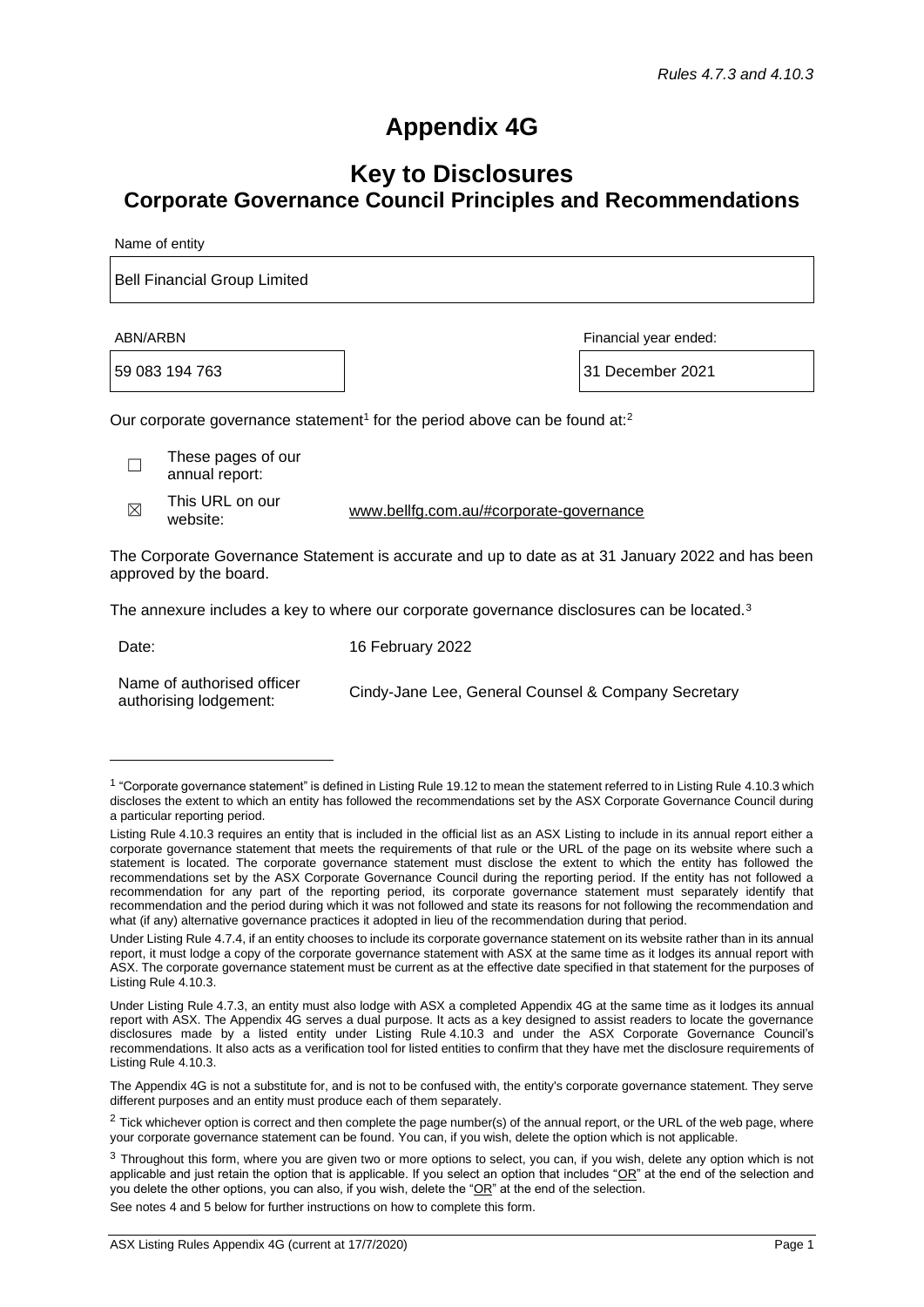*Rules 4.7.3 and 4.10.3*

# Appendix 4G

## Key to Disclosures
## Corporate Governance Council Principles and Recommendations

Name of entity

Bell Financial Group Limited

| ABN/ARBN | Financial year ended: |
|---|---|
| 59 083 194 763 | 31 December 2021 |

Our corporate governance statement[1] for the period above can be found at:[2]

☐ These pages of our annual report:

☒ This URL on our website: www.bellfg.com.au/#corporate-governance

The Corporate Governance Statement is accurate and up to date as at 31 January 2022 and has been approved by the board.

The annexure includes a key to where our corporate governance disclosures can be located.[3]

Date: 16 February 2022

Name of authorised officer authorising lodgement: Cindy-Jane Lee, General Counsel & Company Secretary

---

[1] "Corporate governance statement" is defined in Listing Rule 19.12 to mean the statement referred to in Listing Rule 4.10.3 which discloses the extent to which an entity has followed the recommendations set by the ASX Corporate Governance Council during a particular reporting period.

Listing Rule 4.10.3 requires an entity that is included in the official list as an ASX Listing to include in its annual report either a corporate governance statement that meets the requirements of that rule or the URL of the page on its website where such a statement is located. The corporate governance statement must disclose the extent to which the entity has followed the recommendations set by the ASX Corporate Governance Council during the reporting period. If the entity has not followed a recommendation for any part of the reporting period, its corporate governance statement must separately identify that recommendation and the period during which it was not followed and state its reasons for not following the recommendation and what (if any) alternative governance practices it adopted in lieu of the recommendation during that period.

Under Listing Rule 4.7.4, if an entity chooses to include its corporate governance statement on its website rather than in its annual report, it must lodge a copy of the corporate governance statement with ASX at the same time as it lodges its annual report with ASX. The corporate governance statement must be current as at the effective date specified in that statement for the purposes of Listing Rule 4.10.3.

Under Listing Rule 4.7.3, an entity must also lodge with ASX a completed Appendix 4G at the same time as it lodges its annual report with ASX. The Appendix 4G serves a dual purpose. It acts as a key designed to assist readers to locate the governance disclosures made by a listed entity under Listing Rule 4.10.3 and under the ASX Corporate Governance Council's recommendations. It also acts as a verification tool for listed entities to confirm that they have met the disclosure requirements of Listing Rule 4.10.3.

The Appendix 4G is not a substitute for, and is not to be confused with, the entity's corporate governance statement. They serve different purposes and an entity must produce each of them separately.

[2] Tick whichever option is correct and then complete the page number(s) of the annual report, or the URL of the web page, where your corporate governance statement can be found. You can, if you wish, delete the option which is not applicable.

[3] Throughout this form, where you are given two or more options to select, you can, if you wish, delete any option which is not applicable and just retain the option that is applicable. If you select an option that includes "OR" at the end of the selection and you delete the other options, you can also, if you wish, delete the "OR" at the end of the selection.

See notes 4 and 5 below for further instructions on how to complete this form.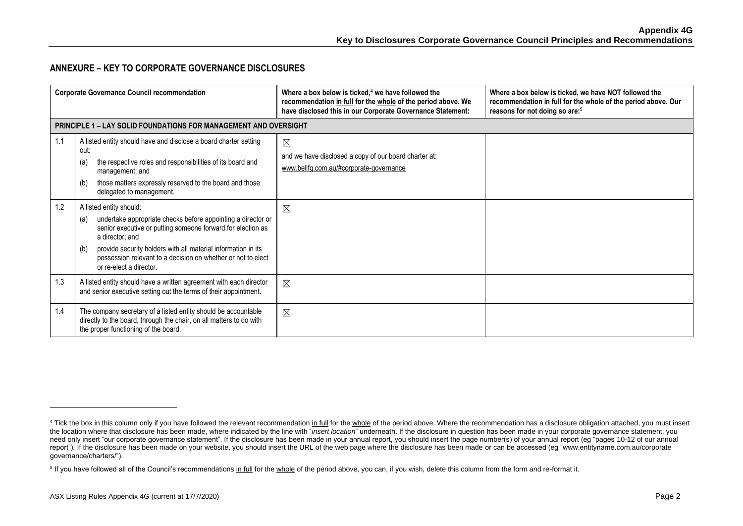## ANNEXURE – KEY TO CORPORATE GOVERNANCE DISCLOSURES

| | Corporate Governance Council recommendation | Where a box below is ticked,[4] we have followed the recommendation in full for the whole of the period above. We have disclosed this in our Corporate Governance Statement: | Where a box below is ticked, we have NOT followed the recommendation in full for the whole of the period above. Our reasons for not doing so are:[5] |
|---|---|---|---|
| **PRINCIPLE 1 – LAY SOLID FOUNDATIONS FOR MANAGEMENT AND OVERSIGHT** | | | |
| 1.1 | A listed entity should have and disclose a board charter setting out: (a) the respective roles and responsibilities of its board and management; and (b) those matters expressly reserved to the board and those delegated to management. | ☒ and we have disclosed a copy of our board charter at: www.bellfg.com.au/#corporate-governance | |
| 1.2 | A listed entity should: (a) undertake appropriate checks before appointing a director or senior executive or putting someone forward for election as a director; and (b) provide security holders with all material information in its possession relevant to a decision on whether or not to elect or re-elect a director. | ☒ | |
| 1.3 | A listed entity should have a written agreement with each director and senior executive setting out the terms of their appointment. | ☒ | |
| 1.4 | The company secretary of a listed entity should be accountable directly to the board, through the chair, on all matters to do with the proper functioning of the board. | ☒ | |

[4] Tick the box in this column only if you have followed the relevant recommendation in full for the whole of the period above. Where the recommendation has a disclosure obligation attached, you must insert the location where that disclosure has been made, where indicated by the line with "*insert location*" underneath. If the disclosure in question has been made in your corporate governance statement, you need only insert "our corporate governance statement". If the disclosure has been made in your annual report, you should insert the page number(s) of your annual report (eg "pages 10-12 of our annual report"). If the disclosure has been made on your website, you should insert the URL of the web page where the disclosure has been made or can be accessed (eg "www.entityname.com.au/corporate governance/charters/").

[5] If you have followed all of the Council's recommendations in full for the whole of the period above, you can, if you wish, delete this column from the form and re-format it.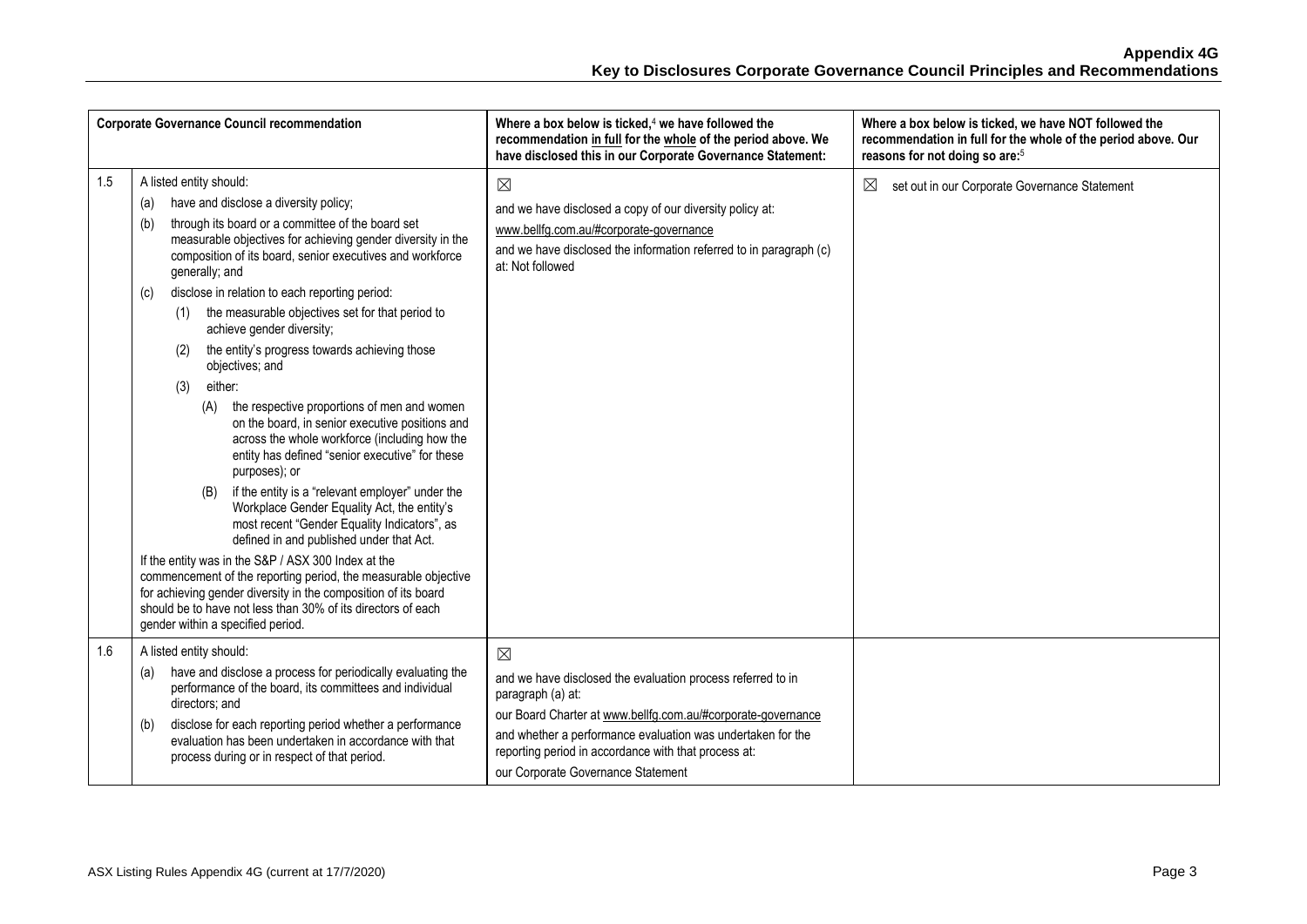| | Corporate Governance Council recommendation | Where a box below is ticked,[4] we have followed the recommendation in full for the whole of the period above. We have disclosed this in our Corporate Governance Statement: | Where a box below is ticked, we have NOT followed the recommendation in full for the whole of the period above. Our reasons for not doing so are:[5] |
|---|---|---|---|
| 1.5 | A listed entity should:<br>(a) have and disclose a diversity policy;<br>(b) through its board or a committee of the board set measurable objectives for achieving gender diversity in the composition of its board, senior executives and workforce generally; and<br>(c) disclose in relation to each reporting period:<br>(1) the measurable objectives set for that period to achieve gender diversity;<br>(2) the entity's progress towards achieving those objectives; and<br>(3) either:<br>(A) the respective proportions of men and women on the board, in senior executive positions and across the whole workforce (including how the entity has defined "senior executive" for these purposes); or<br>(B) if the entity is a "relevant employer" under the Workplace Gender Equality Act, the entity's most recent "Gender Equality Indicators", as defined in and published under that Act.<br>If the entity was in the S&P / ASX 300 Index at the commencement of the reporting period, the measurable objective for achieving gender diversity in the composition of its board should be to have not less than 30% of its directors of each gender within a specified period. | ☒<br>and we have disclosed a copy of our diversity policy at:<br>www.bellfg.com.au/#corporate-governance<br>and we have disclosed the information referred to in paragraph (c) at: Not followed | ☒ set out in our Corporate Governance Statement |
| 1.6 | A listed entity should:<br>(a) have and disclose a process for periodically evaluating the performance of the board, its committees and individual directors; and<br>(b) disclose for each reporting period whether a performance evaluation has been undertaken in accordance with that process during or in respect of that period. | ☒<br>and we have disclosed the evaluation process referred to in paragraph (a) at:<br>our Board Charter at www.bellfg.com.au/#corporate-governance<br>and whether a performance evaluation was undertaken for the reporting period in accordance with that process at:<br>our Corporate Governance Statement | |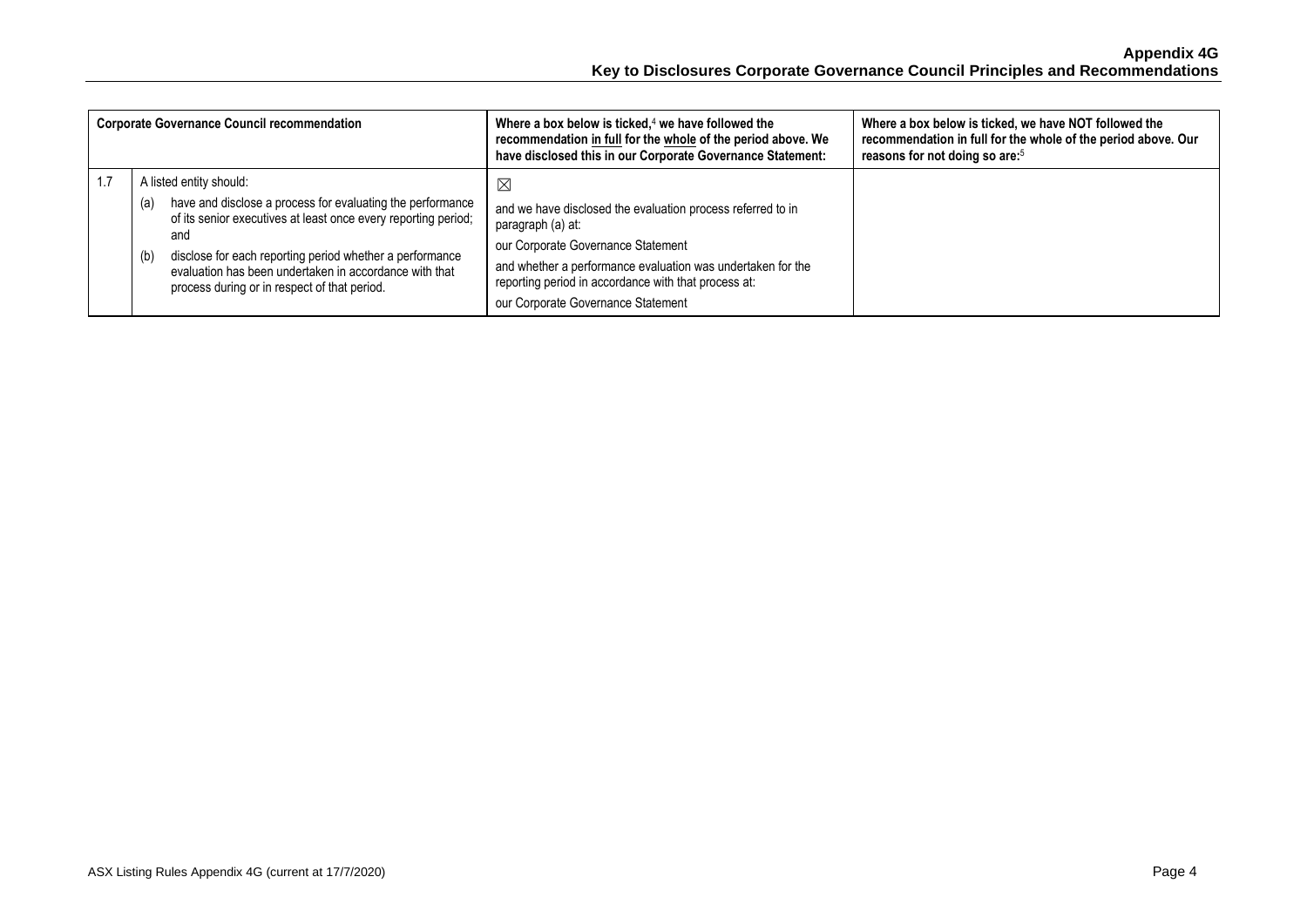| Corporate Governance Council recommendation | | Where a box below is ticked,[4] we have followed the recommendation in full for the whole of the period above. We have disclosed this in our Corporate Governance Statement: | Where a box below is ticked, we have NOT followed the recommendation in full for the whole of the period above. Our reasons for not doing so are:[5] |
|---|---|---|---|
| 1.7 | A listed entity should:<br>(a) have and disclose a process for evaluating the performance of its senior executives at least once every reporting period; and<br>(b) disclose for each reporting period whether a performance evaluation has been undertaken in accordance with that process during or in respect of that period. | ☒<br>and we have disclosed the evaluation process referred to in paragraph (a) at:<br>our Corporate Governance Statement<br>and whether a performance evaluation was undertaken for the reporting period in accordance with that process at:<br>our Corporate Governance Statement | |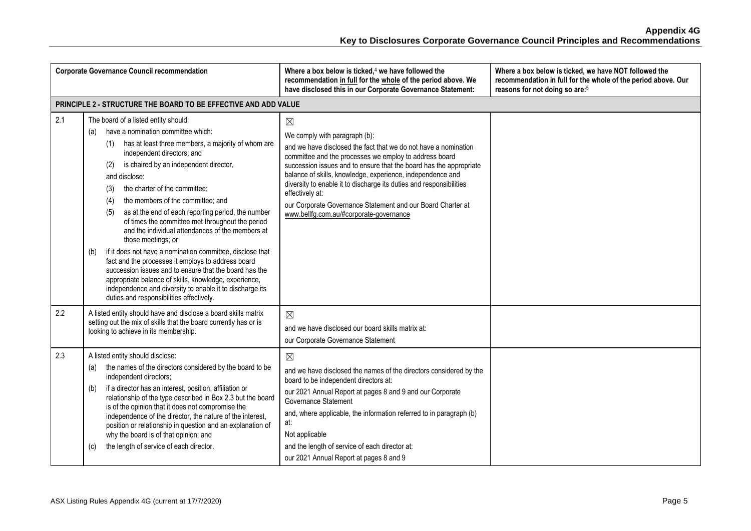| | Corporate Governance Council recommendation | Where a box below is ticked,[4] we have followed the recommendation in full for the whole of the period above. We have disclosed this in our Corporate Governance Statement: | Where a box below is ticked, we have NOT followed the recommendation in full for the whole of the period above. Our reasons for not doing so are:[5] |
|---|---|---|---|
| **PRINCIPLE 2 - STRUCTURE THE BOARD TO BE EFFECTIVE AND ADD VALUE** | | | |
| 2.1 | The board of a listed entity should:<br>(a) have a nomination committee which:<br>(1) has at least three members, a majority of whom are independent directors; and<br>(2) is chaired by an independent director,<br>and disclose:<br>(3) the charter of the committee;<br>(4) the members of the committee; and<br>(5) as at the end of each reporting period, the number of times the committee met throughout the period and the individual attendances of the members at those meetings; or<br>(b) if it does not have a nomination committee, disclose that fact and the processes it employs to address board succession issues and to ensure that the board has the appropriate balance of skills, knowledge, experience, independence and diversity to enable it to discharge its duties and responsibilities effectively. | ☒<br>We comply with paragraph (b):<br>and we have disclosed the fact that we do not have a nomination committee and the processes we employ to address board succession issues and to ensure that the board has the appropriate balance of skills, knowledge, experience, independence and diversity to enable it to discharge its duties and responsibilities effectively at:<br>our Corporate Governance Statement and our Board Charter at www.bellfg.com.au/#corporate-governance | |
| 2.2 | A listed entity should have and disclose a board skills matrix setting out the mix of skills that the board currently has or is looking to achieve in its membership. | ☒<br>and we have disclosed our board skills matrix at:<br>our Corporate Governance Statement | |
| 2.3 | A listed entity should disclose:<br>(a) the names of the directors considered by the board to be independent directors;<br>(b) if a director has an interest, position, affiliation or relationship of the type described in Box 2.3 but the board is of the opinion that it does not compromise the independence of the director, the nature of the interest, position or relationship in question and an explanation of why the board is of that opinion; and<br>(c) the length of service of each director. | ☒<br>and we have disclosed the names of the directors considered by the board to be independent directors at:<br>our 2021 Annual Report at pages 8 and 9 and our Corporate Governance Statement<br>and, where applicable, the information referred to in paragraph (b) at:<br>Not applicable<br>and the length of service of each director at:<br>our 2021 Annual Report at pages 8 and 9 | |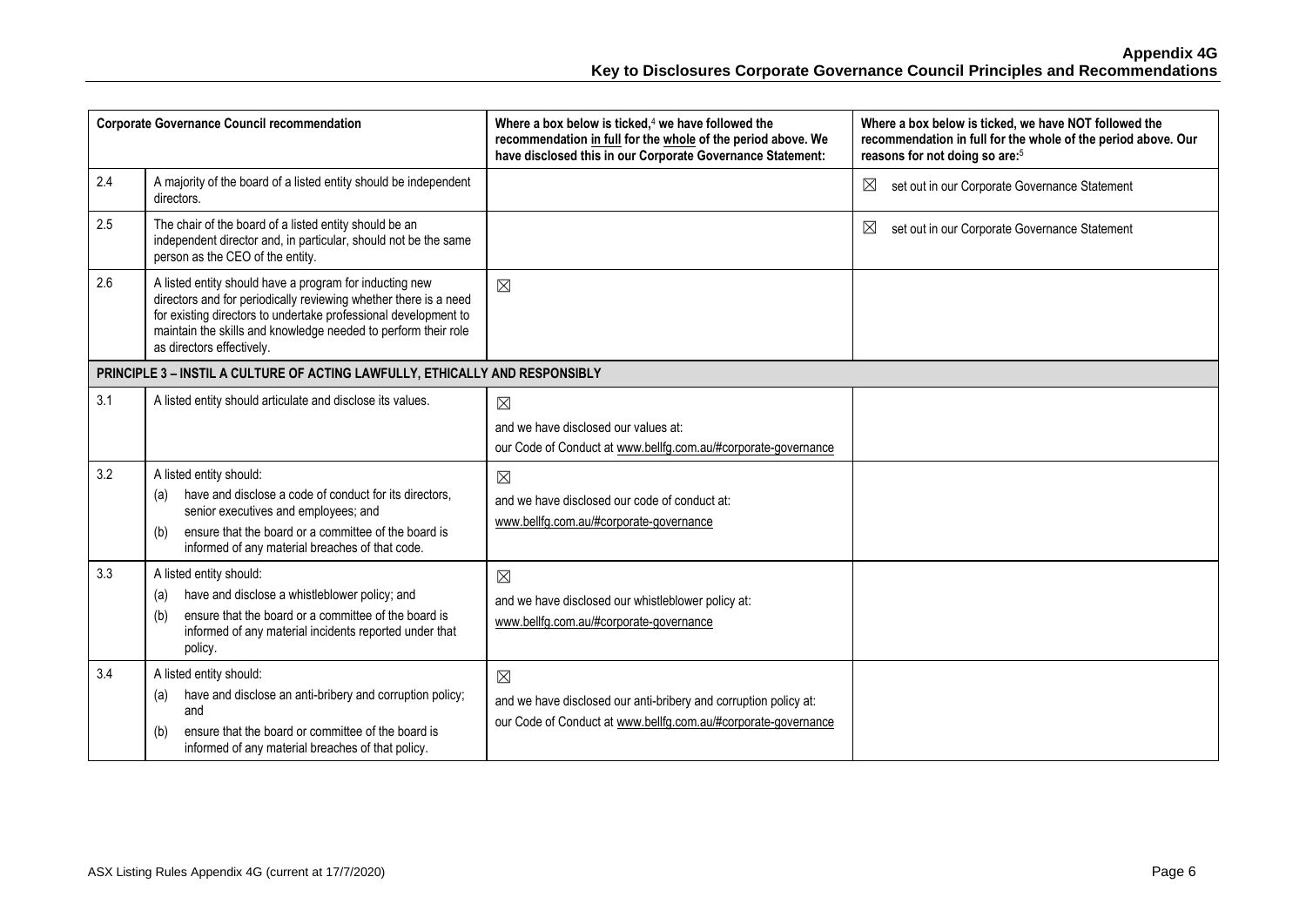| Corporate Governance Council recommendation | | Where a box below is ticked,[4] we have followed the recommendation in full for the whole of the period above. We have disclosed this in our Corporate Governance Statement: | Where a box below is ticked, we have NOT followed the recommendation in full for the whole of the period above. Our reasons for not doing so are:[5] |
|---|---|---|---|
| 2.4 | A majority of the board of a listed entity should be independent directors. | | ☒ set out in our Corporate Governance Statement |
| 2.5 | The chair of the board of a listed entity should be an independent director and, in particular, should not be the same person as the CEO of the entity. | | ☒ set out in our Corporate Governance Statement |
| 2.6 | A listed entity should have a program for inducting new directors and for periodically reviewing whether there is a need for existing directors to undertake professional development to maintain the skills and knowledge needed to perform their role as directors effectively. | ☒ | |
| **PRINCIPLE 3 – INSTIL A CULTURE OF ACTING LAWFULLY, ETHICALLY AND RESPONSIBLY** | | | |
| 3.1 | A listed entity should articulate and disclose its values. | ☒ and we have disclosed our values at: our Code of Conduct at www.bellfg.com.au/#corporate-governance | |
| 3.2 | A listed entity should: (a) have and disclose a code of conduct for its directors, senior executives and employees; and (b) ensure that the board or a committee of the board is informed of any material breaches of that code. | ☒ and we have disclosed our code of conduct at: www.bellfg.com.au/#corporate-governance | |
| 3.3 | A listed entity should: (a) have and disclose a whistleblower policy; and (b) ensure that the board or a committee of the board is informed of any material incidents reported under that policy. | ☒ and we have disclosed our whistleblower policy at: www.bellfg.com.au/#corporate-governance | |
| 3.4 | A listed entity should: (a) have and disclose an anti-bribery and corruption policy; and (b) ensure that the board or committee of the board is informed of any material breaches of that policy. | ☒ and we have disclosed our anti-bribery and corruption policy at: our Code of Conduct at www.bellfg.com.au/#corporate-governance | |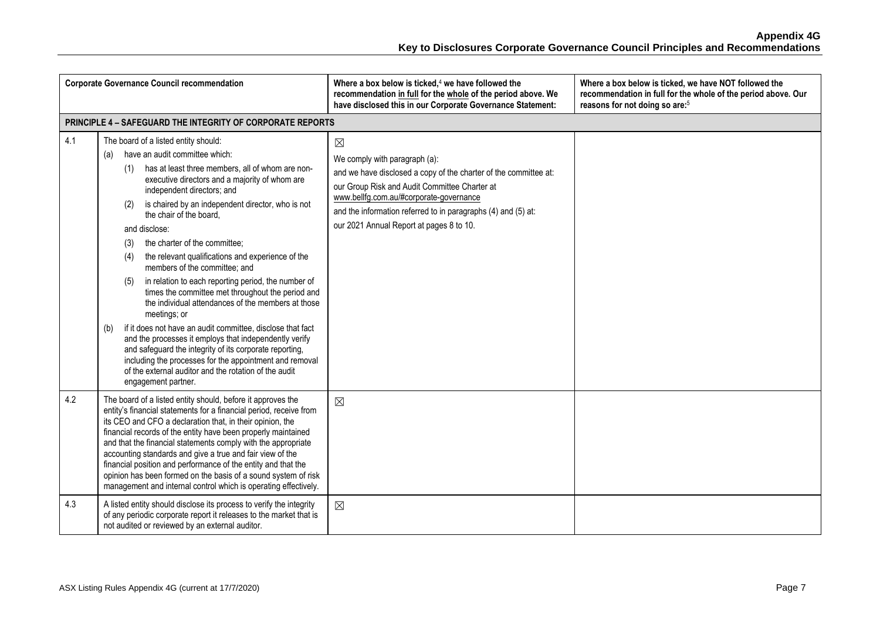**Appendix 4G**
**Key to Disclosures Corporate Governance Council Principles and Recommendations**

| Corporate Governance Council recommendation | | Where a box below is ticked,[4] we have followed the recommendation in full for the whole of the period above. We have disclosed this in our Corporate Governance Statement: | Where a box below is ticked, we have NOT followed the recommendation in full for the whole of the period above. Our reasons for not doing so are:[5] |
|---|---|---|---|
| **PRINCIPLE 4 – SAFEGUARD THE INTEGRITY OF CORPORATE REPORTS** | | | |
| 4.1 | The board of a listed entity should:<br>(a) have an audit committee which:<br>(1) has at least three members, all of whom are non-executive directors and a majority of whom are independent directors; and<br>(2) is chaired by an independent director, who is not the chair of the board,<br>and disclose:<br>(3) the charter of the committee;<br>(4) the relevant qualifications and experience of the members of the committee; and<br>(5) in relation to each reporting period, the number of times the committee met throughout the period and the individual attendances of the members at those meetings; or<br>(b) if it does not have an audit committee, disclose that fact and the processes it employs that independently verify and safeguard the integrity of its corporate reporting, including the processes for the appointment and removal of the external auditor and the rotation of the audit engagement partner. | ☒<br>We comply with paragraph (a):<br>and we have disclosed a copy of the charter of the committee at:<br>our Group Risk and Audit Committee Charter at www.bellfg.com.au/#corporate-governance<br>and the information referred to in paragraphs (4) and (5) at:<br>our 2021 Annual Report at pages 8 to 10. | |
| 4.2 | The board of a listed entity should, before it approves the entity's financial statements for a financial period, receive from its CEO and CFO a declaration that, in their opinion, the financial records of the entity have been properly maintained and that the financial statements comply with the appropriate accounting standards and give a true and fair view of the financial position and performance of the entity and that the opinion has been formed on the basis of a sound system of risk management and internal control which is operating effectively. | ☒ | |
| 4.3 | A listed entity should disclose its process to verify the integrity of any periodic corporate report it releases to the market that is not audited or reviewed by an external auditor. | ☒ | |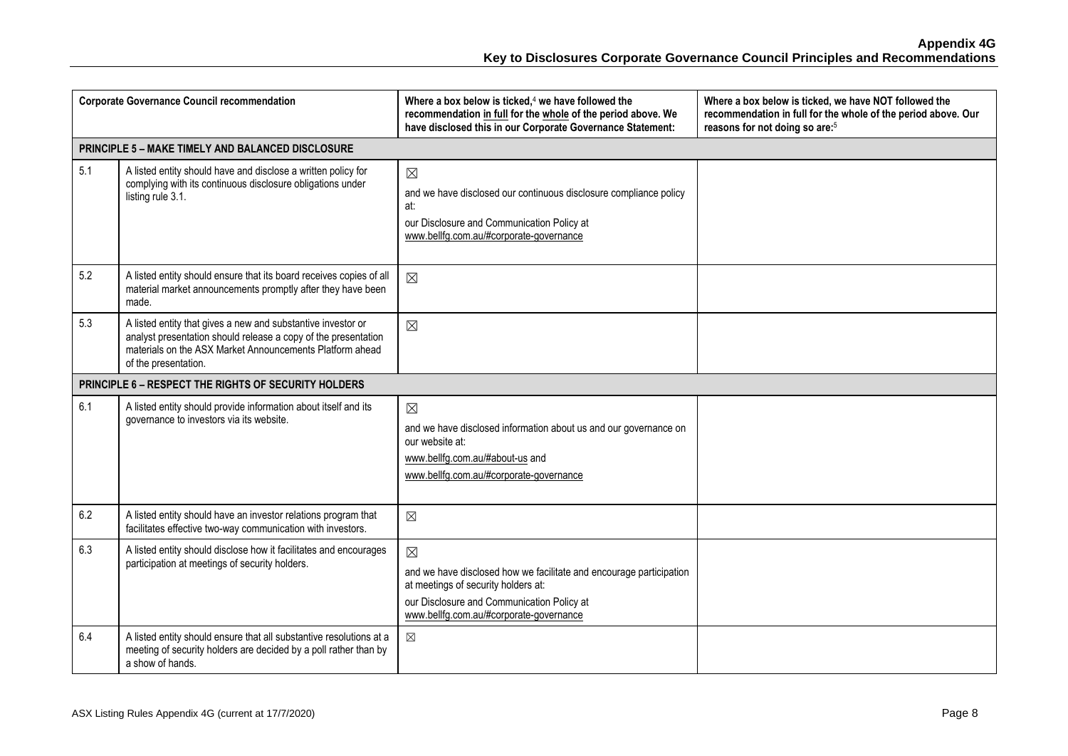| | Corporate Governance Council recommendation | Where a box below is ticked,[4] we have followed the recommendation in full for the whole of the period above. We have disclosed this in our Corporate Governance Statement: | Where a box below is ticked, we have NOT followed the recommendation in full for the whole of the period above. Our reasons for not doing so are:[5] |
|---|---|---|---|
| **PRINCIPLE 5 – MAKE TIMELY AND BALANCED DISCLOSURE** | | | |
| 5.1 | A listed entity should have and disclose a written policy for complying with its continuous disclosure obligations under listing rule 3.1. | ☒ and we have disclosed our continuous disclosure compliance policy at: our Disclosure and Communication Policy at www.bellfg.com.au/#corporate-governance | |
| 5.2 | A listed entity should ensure that its board receives copies of all material market announcements promptly after they have been made. | ☒ | |
| 5.3 | A listed entity that gives a new and substantive investor or analyst presentation should release a copy of the presentation materials on the ASX Market Announcements Platform ahead of the presentation. | ☒ | |
| **PRINCIPLE 6 – RESPECT THE RIGHTS OF SECURITY HOLDERS** | | | |
| 6.1 | A listed entity should provide information about itself and its governance to investors via its website. | ☒ and we have disclosed information about us and our governance on our website at: www.bellfg.com.au/#about-us and www.bellfg.com.au/#corporate-governance | |
| 6.2 | A listed entity should have an investor relations program that facilitates effective two-way communication with investors. | ☒ | |
| 6.3 | A listed entity should disclose how it facilitates and encourages participation at meetings of security holders. | ☒ and we have disclosed how we facilitate and encourage participation at meetings of security holders at: our Disclosure and Communication Policy at www.bellfg.com.au/#corporate-governance | |
| 6.4 | A listed entity should ensure that all substantive resolutions at a meeting of security holders are decided by a poll rather than by a show of hands. | ☒ | |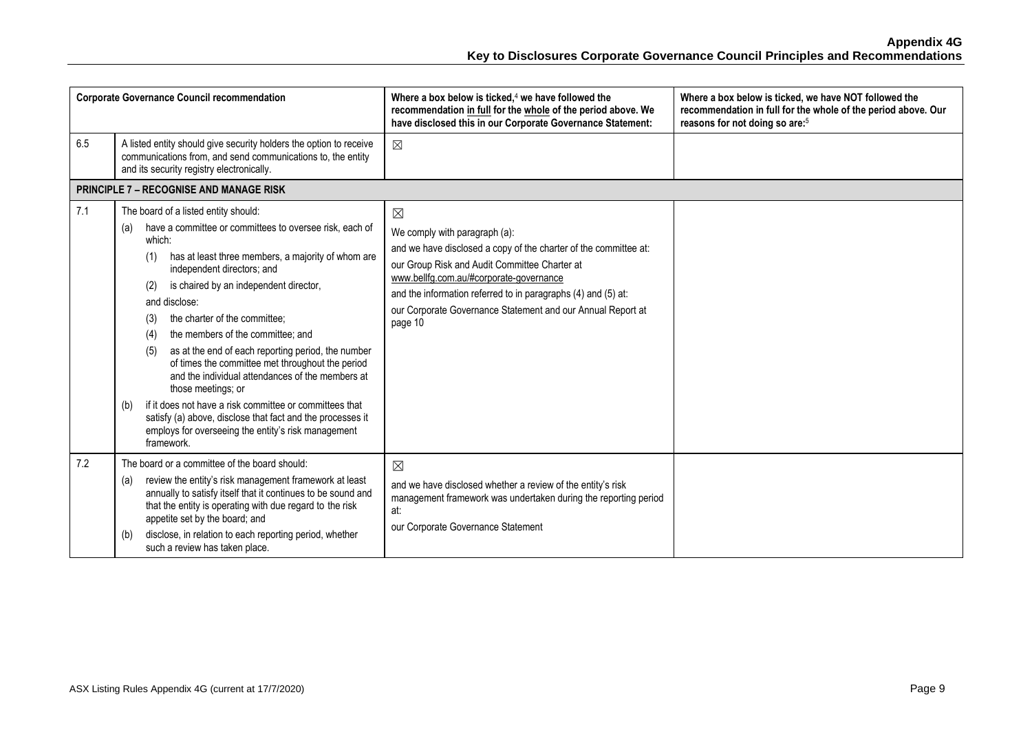| Corporate Governance Council recommendation | | Where a box below is ticked,[4] we have followed the recommendation in full for the whole of the period above. We have disclosed this in our Corporate Governance Statement: | Where a box below is ticked, we have NOT followed the recommendation in full for the whole of the period above. Our reasons for not doing so are:[5] |
|---|---|---|---|
| 6.5 | A listed entity should give security holders the option to receive communications from, and send communications to, the entity and its security registry electronically. | ☒ | |
| **PRINCIPLE 7 – RECOGNISE AND MANAGE RISK** | | | |
| 7.1 | The board of a listed entity should:<br>(a) have a committee or committees to oversee risk, each of which:<br>(1) has at least three members, a majority of whom are independent directors; and<br>(2) is chaired by an independent director,<br>and disclose:<br>(3) the charter of the committee;<br>(4) the members of the committee; and<br>(5) as at the end of each reporting period, the number of times the committee met throughout the period and the individual attendances of the members at those meetings; or<br>(b) if it does not have a risk committee or committees that satisfy (a) above, disclose that fact and the processes it employs for overseeing the entity's risk management framework. | ☒<br>We comply with paragraph (a):<br>and we have disclosed a copy of the charter of the committee at:<br>our Group Risk and Audit Committee Charter at www.bellfg.com.au/#corporate-governance<br>and the information referred to in paragraphs (4) and (5) at:<br>our Corporate Governance Statement and our Annual Report at page 10 | |
| 7.2 | The board or a committee of the board should:<br>(a) review the entity's risk management framework at least annually to satisfy itself that it continues to be sound and that the entity is operating with due regard to the risk appetite set by the board; and<br>(b) disclose, in relation to each reporting period, whether such a review has taken place. | ☒<br>and we have disclosed whether a review of the entity's risk management framework was undertaken during the reporting period at:<br>our Corporate Governance Statement | |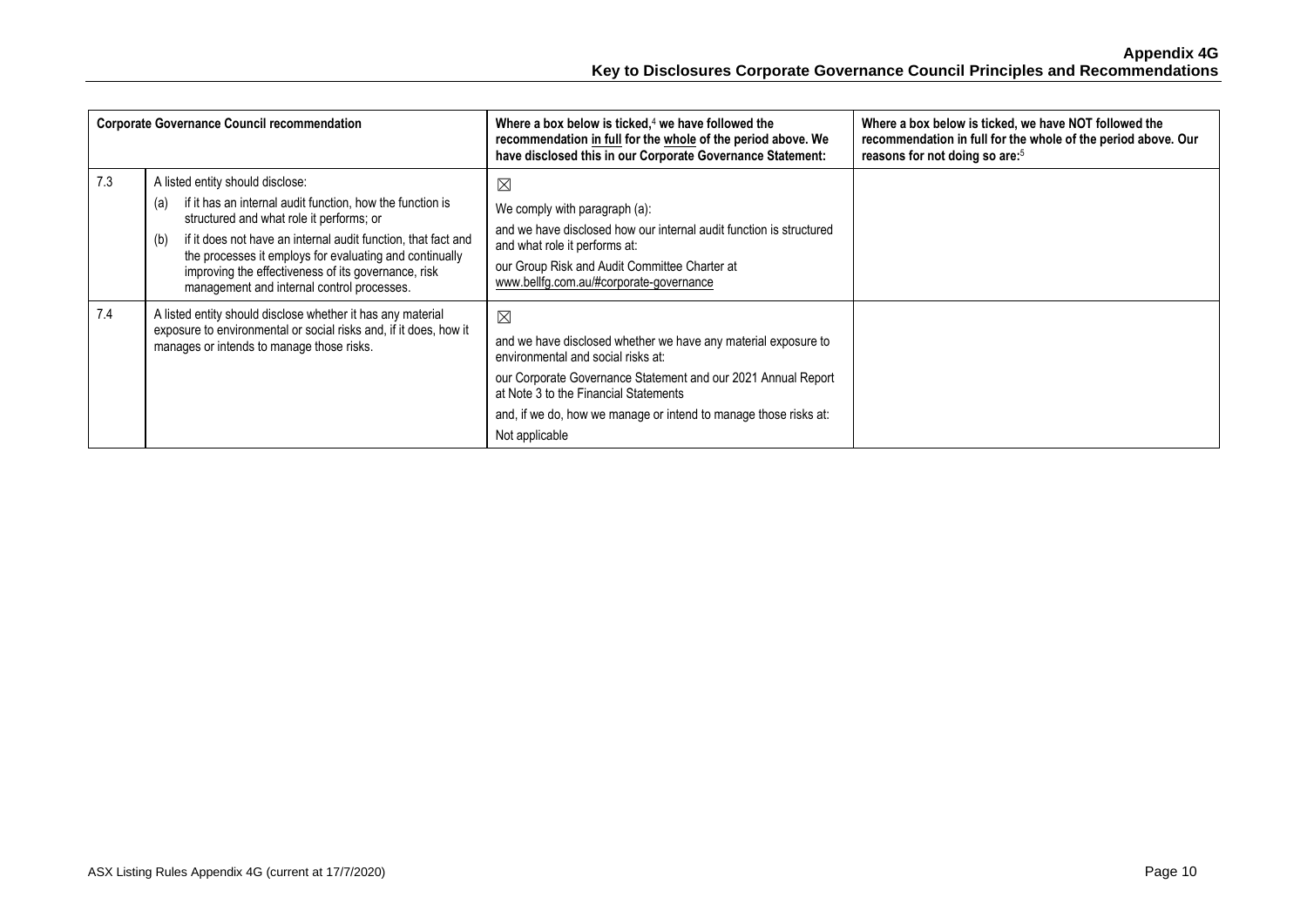| Corporate Governance Council recommendation | | Where a box below is ticked,[4] we have followed the recommendation in full for the whole of the period above. We have disclosed this in our Corporate Governance Statement: | Where a box below is ticked, we have NOT followed the recommendation in full for the whole of the period above. Our reasons for not doing so are:[5] |
|---|---|---|---|
| 7.3 | A listed entity should disclose:<br>(a) if it has an internal audit function, how the function is structured and what role it performs; or<br>(b) if it does not have an internal audit function, that fact and the processes it employs for evaluating and continually improving the effectiveness of its governance, risk management and internal control processes. | ☒<br>We comply with paragraph (a):<br>and we have disclosed how our internal audit function is structured and what role it performs at:<br>our Group Risk and Audit Committee Charter at www.bellfg.com.au/#corporate-governance | |
| 7.4 | A listed entity should disclose whether it has any material exposure to environmental or social risks and, if it does, how it manages or intends to manage those risks. | ☒<br>and we have disclosed whether we have any material exposure to environmental and social risks at:<br>our Corporate Governance Statement and our 2021 Annual Report at Note 3 to the Financial Statements<br>and, if we do, how we manage or intend to manage those risks at:<br>Not applicable | |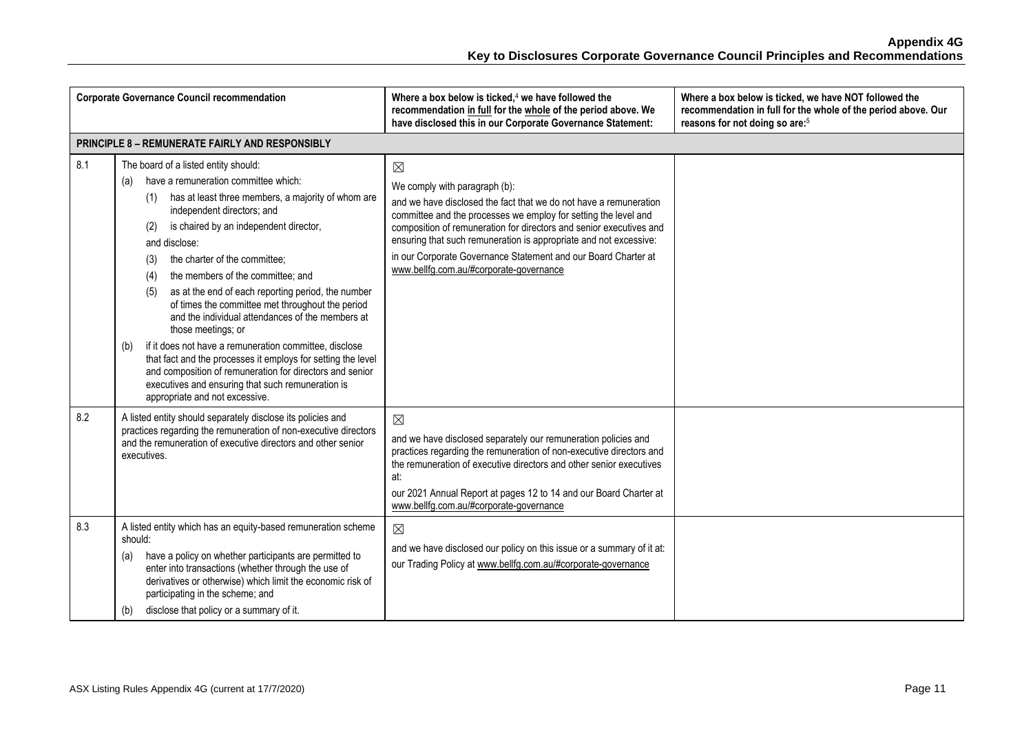| | Corporate Governance Council recommendation | Where a box below is ticked,[4] we have followed the recommendation <u>in full</u> for the <u>whole</u> of the period above. We have disclosed this in our Corporate Governance Statement: | Where a box below is ticked, we have NOT followed the recommendation in full for the whole of the period above. Our reasons for not doing so are:[5] |
|---|---|---|---|
| **PRINCIPLE 8 – REMUNERATE FAIRLY AND RESPONSIBLY** | | | |
| 8.1 | The board of a listed entity should:<br>(a) have a remuneration committee which:<br>(1) has at least three members, a majority of whom are independent directors; and<br>(2) is chaired by an independent director,<br>and disclose:<br>(3) the charter of the committee;<br>(4) the members of the committee; and<br>(5) as at the end of each reporting period, the number of times the committee met throughout the period and the individual attendances of the members at those meetings; or<br>(b) if it does not have a remuneration committee, disclose that fact and the processes it employs for setting the level and composition of remuneration for directors and senior executives and ensuring that such remuneration is appropriate and not excessive. | ☒<br>We comply with paragraph (b):<br>and we have disclosed the fact that we do not have a remuneration committee and the processes we employ for setting the level and composition of remuneration for directors and senior executives and ensuring that such remuneration is appropriate and not excessive:<br>in our Corporate Governance Statement and our Board Charter at www.bellfg.com.au/#corporate-governance | |
| 8.2 | A listed entity should separately disclose its policies and practices regarding the remuneration of non-executive directors and the remuneration of executive directors and other senior executives. | ☒<br>and we have disclosed separately our remuneration policies and practices regarding the remuneration of non-executive directors and the remuneration of executive directors and other senior executives at:<br>our 2021 Annual Report at pages 12 to 14 and our Board Charter at www.bellfg.com.au/#corporate-governance | |
| 8.3 | A listed entity which has an equity-based remuneration scheme should:<br>(a) have a policy on whether participants are permitted to enter into transactions (whether through the use of derivatives or otherwise) which limit the economic risk of participating in the scheme; and<br>(b) disclose that policy or a summary of it. | ☒<br>and we have disclosed our policy on this issue or a summary of it at:<br>our Trading Policy at www.bellfg.com.au/#corporate-governance | |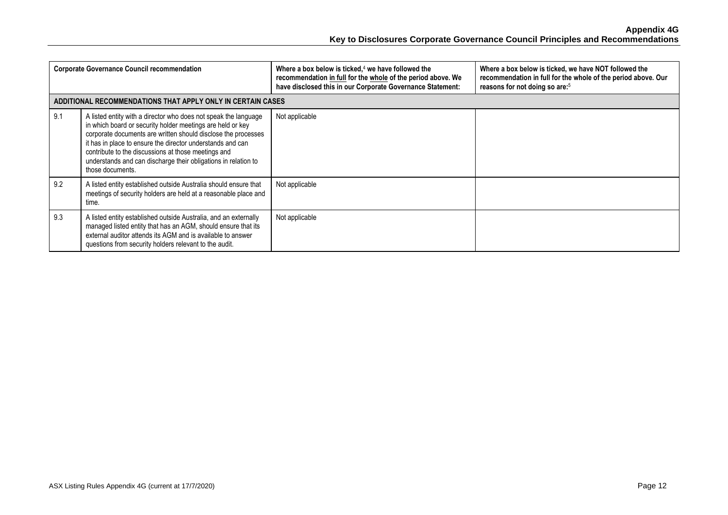| Corporate Governance Council recommendation | | Where a box below is ticked,[4] we have followed the recommendation in full for the whole of the period above. We have disclosed this in our Corporate Governance Statement: | Where a box below is ticked, we have NOT followed the recommendation in full for the whole of the period above. Our reasons for not doing so are:[5] |
|---|---|---|---|
| **ADDITIONAL RECOMMENDATIONS THAT APPLY ONLY IN CERTAIN CASES** | | | |
| 9.1 | A listed entity with a director who does not speak the language in which board or security holder meetings are held or key corporate documents are written should disclose the processes it has in place to ensure the director understands and can contribute to the discussions at those meetings and understands and can discharge their obligations in relation to those documents. | Not applicable | |
| 9.2 | A listed entity established outside Australia should ensure that meetings of security holders are held at a reasonable place and time. | Not applicable | |
| 9.3 | A listed entity established outside Australia, and an externally managed listed entity that has an AGM, should ensure that its external auditor attends its AGM and is available to answer questions from security holders relevant to the audit. | Not applicable | |